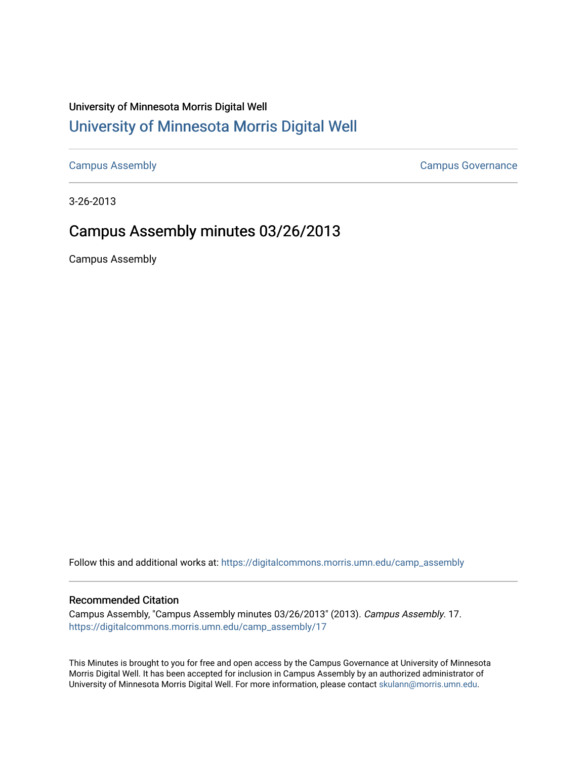University of Minnesota Morris Digital Well

# University of Minnesota Morris Digital Well

Campus Assembly

Campus Governance

3-26-2013

## Campus Assembly minutes 03/26/2013

Campus Assembly

Follow this and additional works at: https://digitalcommons.morris.umn.edu/camp_assembly

### Recommended Citation

Campus Assembly, "Campus Assembly minutes 03/26/2013" (2013). *Campus Assembly*. 17.
https://digitalcommons.morris.umn.edu/camp_assembly/17

This Minutes is brought to you for free and open access by the Campus Governance at University of Minnesota Morris Digital Well. It has been accepted for inclusion in Campus Assembly by an authorized administrator of University of Minnesota Morris Digital Well. For more information, please contact skulann@morris.umn.edu.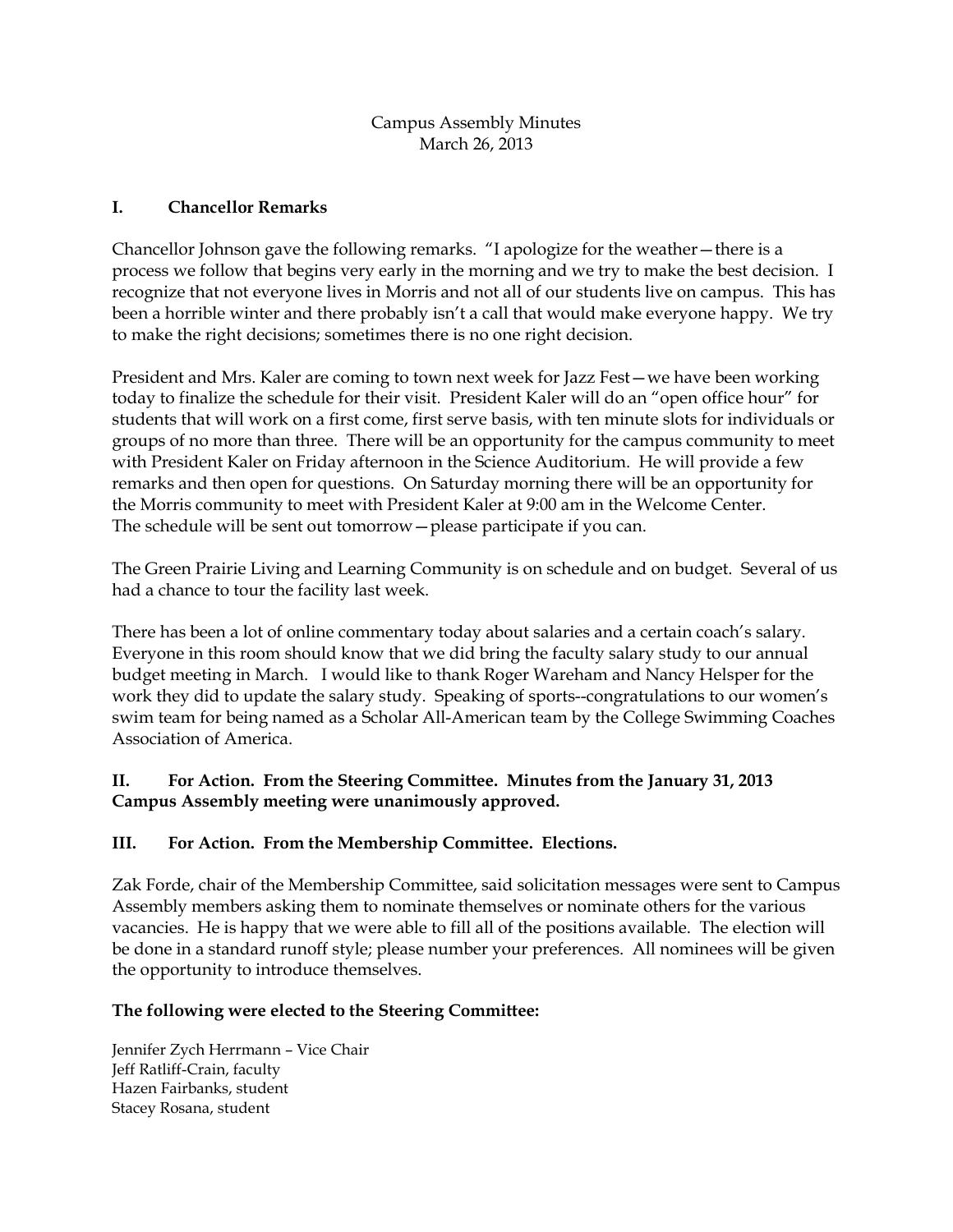Campus Assembly Minutes
March 26, 2013

## I. Chancellor Remarks

Chancellor Johnson gave the following remarks. "I apologize for the weather—there is a process we follow that begins very early in the morning and we try to make the best decision. I recognize that not everyone lives in Morris and not all of our students live on campus. This has been a horrible winter and there probably isn't a call that would make everyone happy. We try to make the right decisions; sometimes there is no one right decision.

President and Mrs. Kaler are coming to town next week for Jazz Fest—we have been working today to finalize the schedule for their visit. President Kaler will do an "open office hour" for students that will work on a first come, first serve basis, with ten minute slots for individuals or groups of no more than three. There will be an opportunity for the campus community to meet with President Kaler on Friday afternoon in the Science Auditorium. He will provide a few remarks and then open for questions. On Saturday morning there will be an opportunity for the Morris community to meet with President Kaler at 9:00 am in the Welcome Center. The schedule will be sent out tomorrow—please participate if you can.

The Green Prairie Living and Learning Community is on schedule and on budget. Several of us had a chance to tour the facility last week.

There has been a lot of online commentary today about salaries and a certain coach's salary. Everyone in this room should know that we did bring the faculty salary study to our annual budget meeting in March. I would like to thank Roger Wareham and Nancy Helsper for the work they did to update the salary study. Speaking of sports--congratulations to our women's swim team for being named as a Scholar All-American team by the College Swimming Coaches Association of America.

## II. For Action. From the Steering Committee. Minutes from the January 31, 2013 Campus Assembly meeting were unanimously approved.

## III. For Action. From the Membership Committee. Elections.

Zak Forde, chair of the Membership Committee, said solicitation messages were sent to Campus Assembly members asking them to nominate themselves or nominate others for the various vacancies. He is happy that we were able to fill all of the positions available. The election will be done in a standard runoff style; please number your preferences. All nominees will be given the opportunity to introduce themselves.

**The following were elected to the Steering Committee:**

Jennifer Zych Herrmann – Vice Chair
Jeff Ratliff-Crain, faculty
Hazen Fairbanks, student
Stacey Rosana, student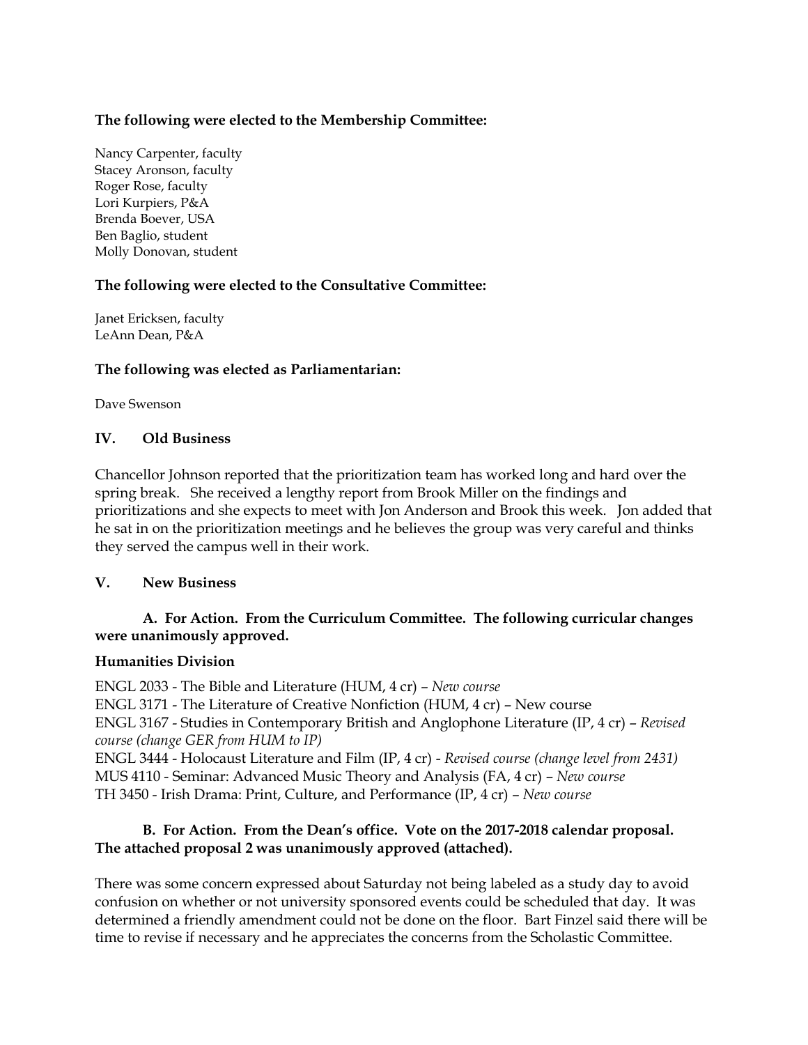**The following were elected to the Membership Committee:**

Nancy Carpenter, faculty
Stacey Aronson, faculty
Roger Rose, faculty
Lori Kurpiers, P&A
Brenda Boever, USA
Ben Baglio, student
Molly Donovan, student

**The following were elected to the Consultative Committee:**

Janet Ericksen, faculty
LeAnn Dean, P&A

**The following was elected as Parliamentarian:**

Dave Swenson

## IV. Old Business

Chancellor Johnson reported that the prioritization team has worked long and hard over the spring break. She received a lengthy report from Brook Miller on the findings and prioritizations and she expects to meet with Jon Anderson and Brook this week. Jon added that he sat in on the prioritization meetings and he believes the group was very careful and thinks they served the campus well in their work.

## V. New Business

**A. For Action. From the Curriculum Committee. The following curricular changes were unanimously approved.**

**Humanities Division**

ENGL 2033 - The Bible and Literature (HUM, 4 cr) – *New course*
ENGL 3171 - The Literature of Creative Nonfiction (HUM, 4 cr) – New course
ENGL 3167 - Studies in Contemporary British and Anglophone Literature (IP, 4 cr) – *Revised course (change GER from HUM to IP)*
ENGL 3444 - Holocaust Literature and Film (IP, 4 cr) - *Revised course (change level from 2431)*
MUS 4110 - Seminar: Advanced Music Theory and Analysis (FA, 4 cr) – *New course*
TH 3450 - Irish Drama: Print, Culture, and Performance (IP, 4 cr) – *New course*

**B. For Action. From the Dean's office. Vote on the 2017-2018 calendar proposal. The attached proposal 2 was unanimously approved (attached).**

There was some concern expressed about Saturday not being labeled as a study day to avoid confusion on whether or not university sponsored events could be scheduled that day. It was determined a friendly amendment could not be done on the floor. Bart Finzel said there will be time to revise if necessary and he appreciates the concerns from the Scholastic Committee.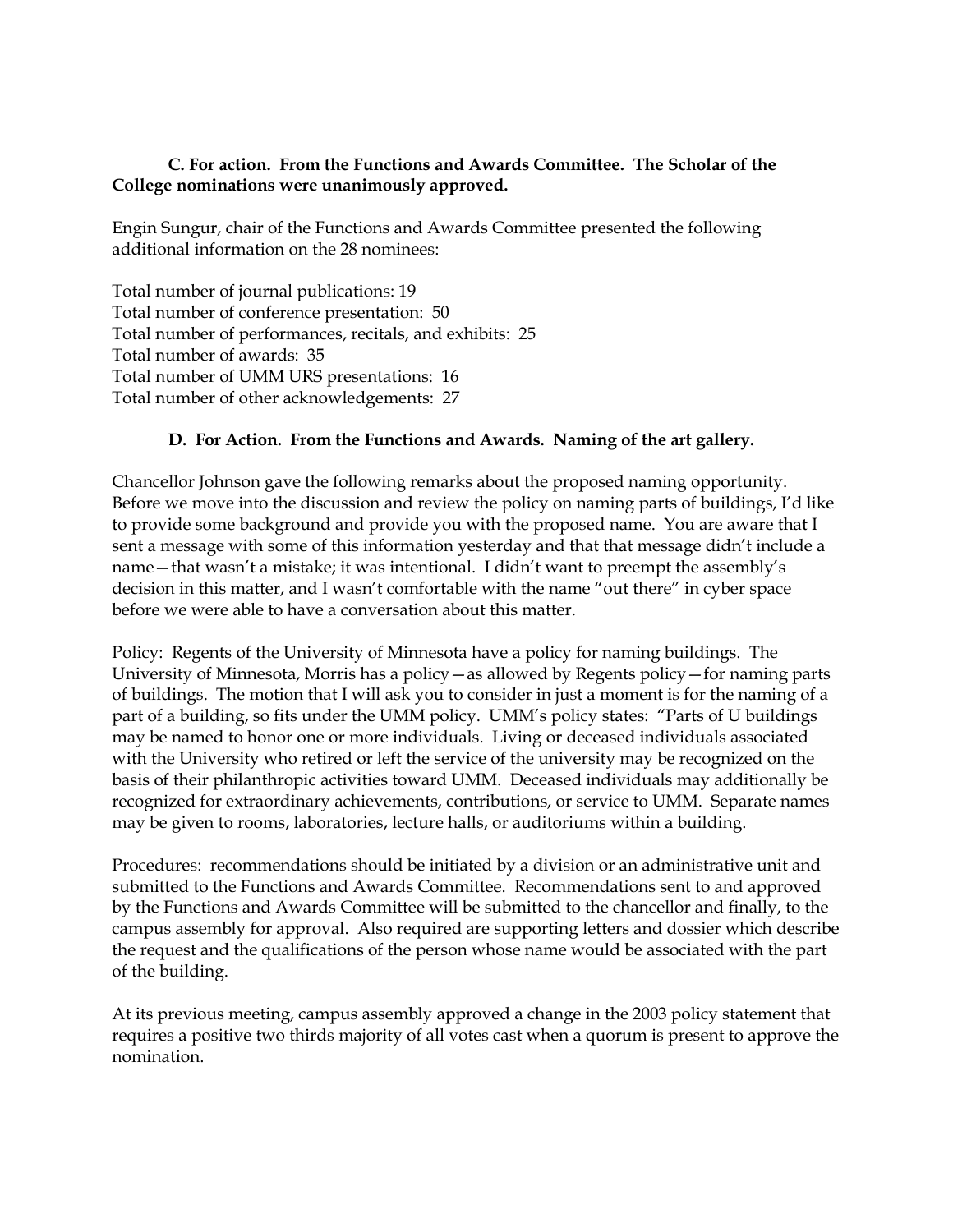**C. For action. From the Functions and Awards Committee. The Scholar of the College nominations were unanimously approved.**

Engin Sungur, chair of the Functions and Awards Committee presented the following additional information on the 28 nominees:

Total number of journal publications: 19
Total number of conference presentation: 50
Total number of performances, recitals, and exhibits: 25
Total number of awards: 35
Total number of UMM URS presentations: 16
Total number of other acknowledgements: 27

**D. For Action. From the Functions and Awards. Naming of the art gallery.**

Chancellor Johnson gave the following remarks about the proposed naming opportunity. Before we move into the discussion and review the policy on naming parts of buildings, I'd like to provide some background and provide you with the proposed name. You are aware that I sent a message with some of this information yesterday and that that message didn't include a name—that wasn't a mistake; it was intentional. I didn't want to preempt the assembly's decision in this matter, and I wasn't comfortable with the name "out there" in cyber space before we were able to have a conversation about this matter.

Policy: Regents of the University of Minnesota have a policy for naming buildings. The University of Minnesota, Morris has a policy—as allowed by Regents policy—for naming parts of buildings. The motion that I will ask you to consider in just a moment is for the naming of a part of a building, so fits under the UMM policy. UMM's policy states: "Parts of U buildings may be named to honor one or more individuals. Living or deceased individuals associated with the University who retired or left the service of the university may be recognized on the basis of their philanthropic activities toward UMM. Deceased individuals may additionally be recognized for extraordinary achievements, contributions, or service to UMM. Separate names may be given to rooms, laboratories, lecture halls, or auditoriums within a building.

Procedures: recommendations should be initiated by a division or an administrative unit and submitted to the Functions and Awards Committee. Recommendations sent to and approved by the Functions and Awards Committee will be submitted to the chancellor and finally, to the campus assembly for approval. Also required are supporting letters and dossier which describe the request and the qualifications of the person whose name would be associated with the part of the building.

At its previous meeting, campus assembly approved a change in the 2003 policy statement that requires a positive two thirds majority of all votes cast when a quorum is present to approve the nomination.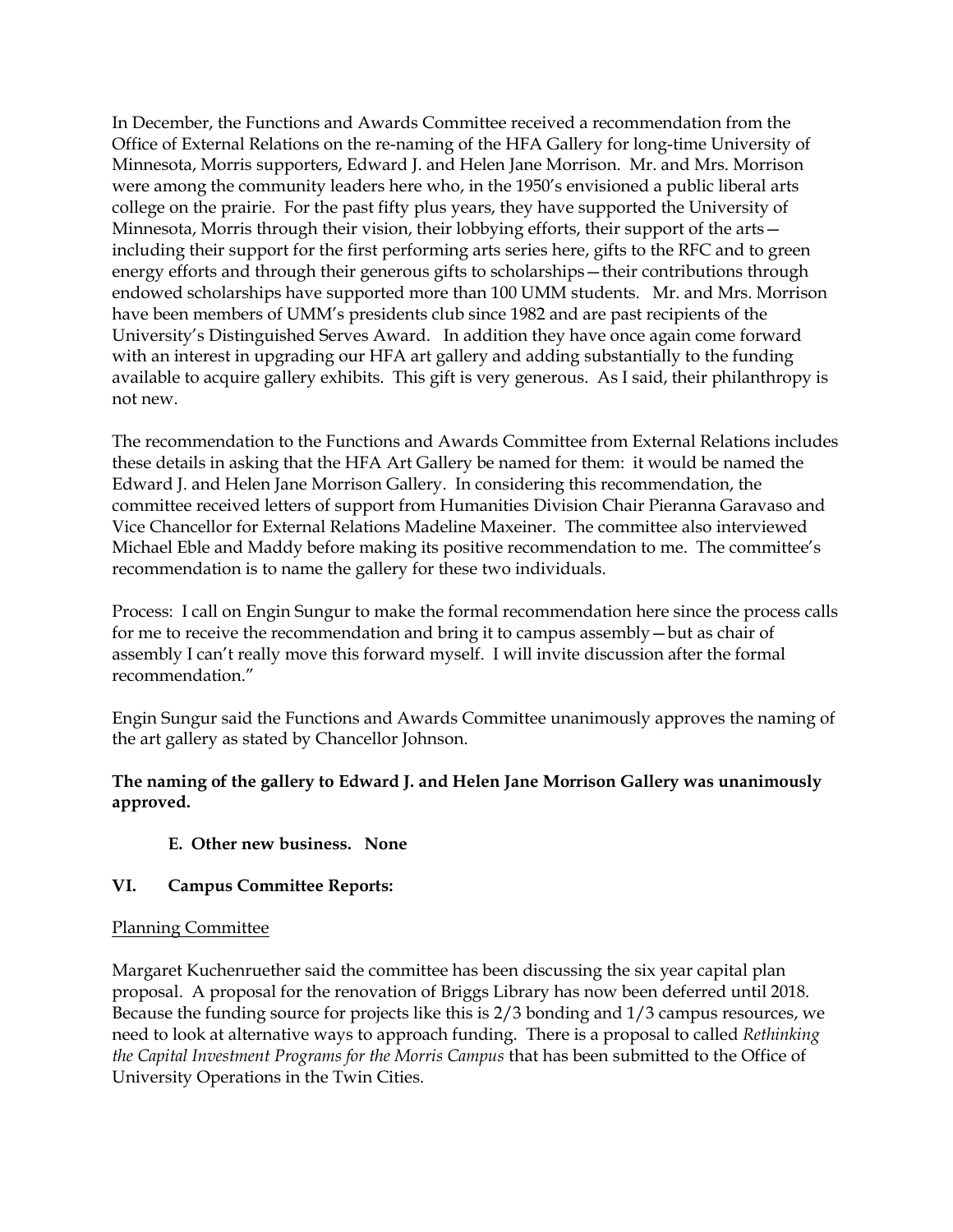In December, the Functions and Awards Committee received a recommendation from the Office of External Relations on the re-naming of the HFA Gallery for long-time University of Minnesota, Morris supporters, Edward J. and Helen Jane Morrison. Mr. and Mrs. Morrison were among the community leaders here who, in the 1950's envisioned a public liberal arts college on the prairie. For the past fifty plus years, they have supported the University of Minnesota, Morris through their vision, their lobbying efforts, their support of the arts—including their support for the first performing arts series here, gifts to the RFC and to green energy efforts and through their generous gifts to scholarships—their contributions through endowed scholarships have supported more than 100 UMM students. Mr. and Mrs. Morrison have been members of UMM's presidents club since 1982 and are past recipients of the University's Distinguished Serves Award. In addition they have once again come forward with an interest in upgrading our HFA art gallery and adding substantially to the funding available to acquire gallery exhibits. This gift is very generous. As I said, their philanthropy is not new.

The recommendation to the Functions and Awards Committee from External Relations includes these details in asking that the HFA Art Gallery be named for them: it would be named the Edward J. and Helen Jane Morrison Gallery. In considering this recommendation, the committee received letters of support from Humanities Division Chair Pieranna Garavaso and Vice Chancellor for External Relations Madeline Maxeiner. The committee also interviewed Michael Eble and Maddy before making its positive recommendation to me. The committee's recommendation is to name the gallery for these two individuals.

Process: I call on Engin Sungur to make the formal recommendation here since the process calls for me to receive the recommendation and bring it to campus assembly—but as chair of assembly I can't really move this forward myself. I will invite discussion after the formal recommendation."

Engin Sungur said the Functions and Awards Committee unanimously approves the naming of the art gallery as stated by Chancellor Johnson.

**The naming of the gallery to Edward J. and Helen Jane Morrison Gallery was unanimously approved.**

**E. Other new business. None**

## VI. Campus Committee Reports:

Planning Committee

Margaret Kuchenruether said the committee has been discussing the six year capital plan proposal. A proposal for the renovation of Briggs Library has now been deferred until 2018. Because the funding source for projects like this is 2/3 bonding and 1/3 campus resources, we need to look at alternative ways to approach funding. There is a proposal to called *Rethinking the Capital Investment Programs for the Morris Campus* that has been submitted to the Office of University Operations in the Twin Cities.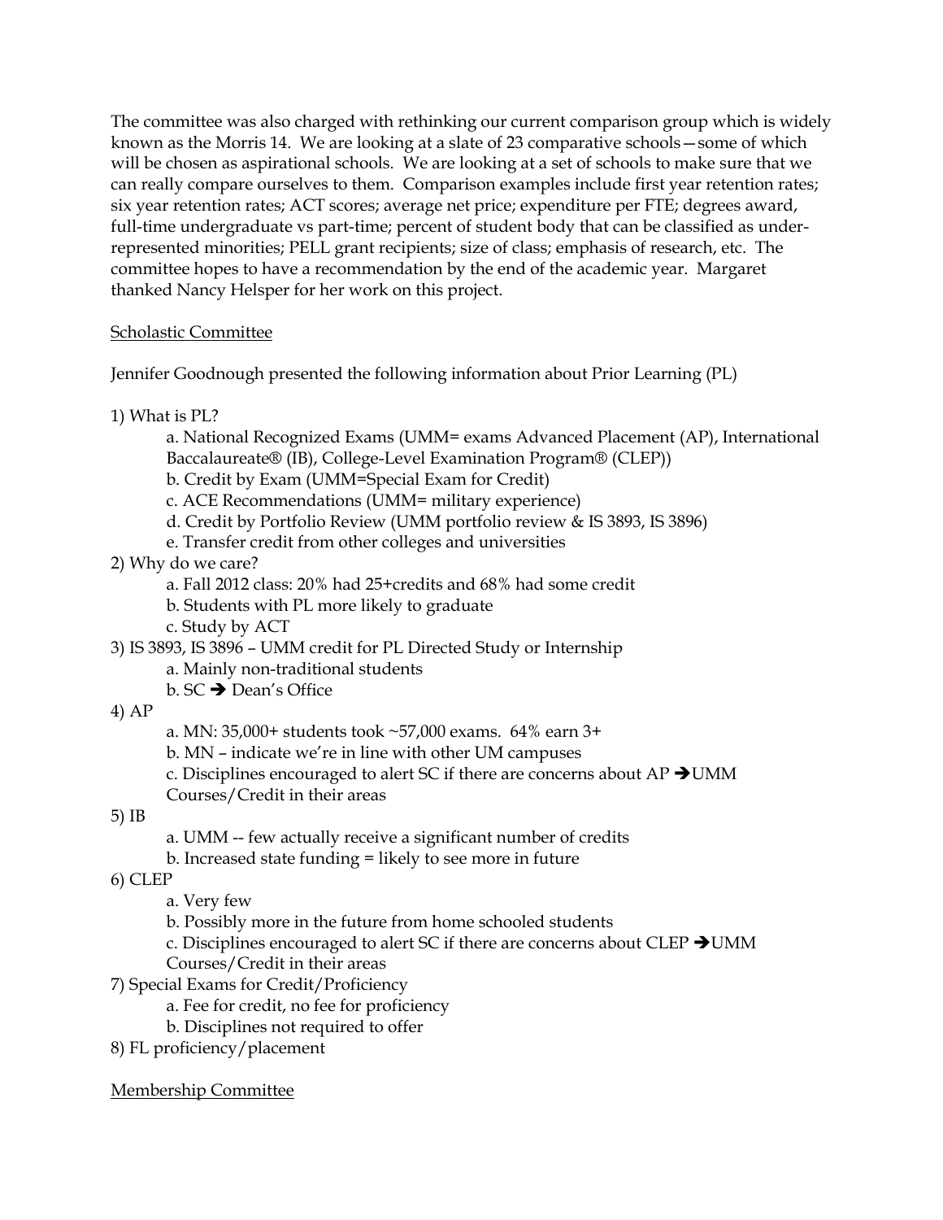The committee was also charged with rethinking our current comparison group which is widely known as the Morris 14. We are looking at a slate of 23 comparative schools—some of which will be chosen as aspirational schools. We are looking at a set of schools to make sure that we can really compare ourselves to them. Comparison examples include first year retention rates; six year retention rates; ACT scores; average net price; expenditure per FTE; degrees award, full-time undergraduate vs part-time; percent of student body that can be classified as under-represented minorities; PELL grant recipients; size of class; emphasis of research, etc. The committee hopes to have a recommendation by the end of the academic year. Margaret thanked Nancy Helsper for her work on this project.

Scholastic Committee

Jennifer Goodnough presented the following information about Prior Learning (PL)

1) What is PL?
   a. National Recognized Exams (UMM= exams Advanced Placement (AP), International Baccalaureate® (IB), College-Level Examination Program® (CLEP))
   b. Credit by Exam (UMM=Special Exam for Credit)
   c. ACE Recommendations (UMM= military experience)
   d. Credit by Portfolio Review (UMM portfolio review & IS 3893, IS 3896)
   e. Transfer credit from other colleges and universities
2) Why do we care?
   a. Fall 2012 class: 20% had 25+credits and 68% had some credit
   b. Students with PL more likely to graduate
   c. Study by ACT
3) IS 3893, IS 3896 – UMM credit for PL Directed Study or Internship
   a. Mainly non-traditional students
   b. SC ➔ Dean's Office
4) AP
   a. MN: 35,000+ students took ~57,000 exams. 64% earn 3+
   b. MN – indicate we're in line with other UM campuses
   c. Disciplines encouraged to alert SC if there are concerns about AP ➔UMM Courses/Credit in their areas
5) IB
   a. UMM -- few actually receive a significant number of credits
   b. Increased state funding = likely to see more in future
6) CLEP
   a. Very few
   b. Possibly more in the future from home schooled students
   c. Disciplines encouraged to alert SC if there are concerns about CLEP ➔UMM Courses/Credit in their areas
7) Special Exams for Credit/Proficiency
   a. Fee for credit, no fee for proficiency
   b. Disciplines not required to offer
8) FL proficiency/placement

Membership Committee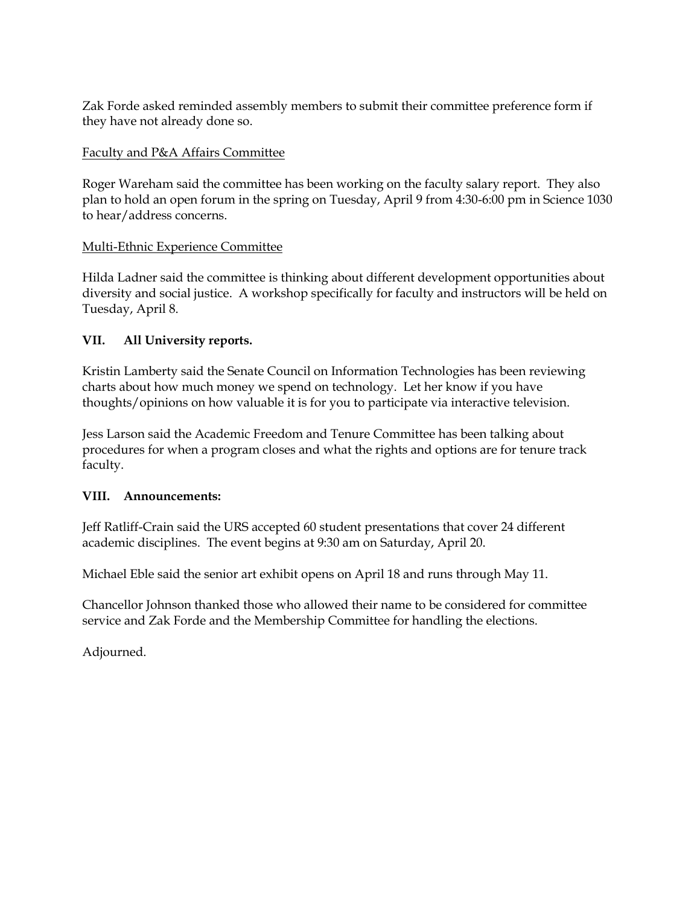Zak Forde asked reminded assembly members to submit their committee preference form if they have not already done so.

Faculty and P&A Affairs Committee

Roger Wareham said the committee has been working on the faculty salary report. They also plan to hold an open forum in the spring on Tuesday, April 9 from 4:30-6:00 pm in Science 1030 to hear/address concerns.

Multi-Ethnic Experience Committee

Hilda Ladner said the committee is thinking about different development opportunities about diversity and social justice. A workshop specifically for faculty and instructors will be held on Tuesday, April 8.

**VII. All University reports.**

Kristin Lamberty said the Senate Council on Information Technologies has been reviewing charts about how much money we spend on technology. Let her know if you have thoughts/opinions on how valuable it is for you to participate via interactive television.

Jess Larson said the Academic Freedom and Tenure Committee has been talking about procedures for when a program closes and what the rights and options are for tenure track faculty.

**VIII. Announcements:**

Jeff Ratliff-Crain said the URS accepted 60 student presentations that cover 24 different academic disciplines. The event begins at 9:30 am on Saturday, April 20.

Michael Eble said the senior art exhibit opens on April 18 and runs through May 11.

Chancellor Johnson thanked those who allowed their name to be considered for committee service and Zak Forde and the Membership Committee for handling the elections.

Adjourned.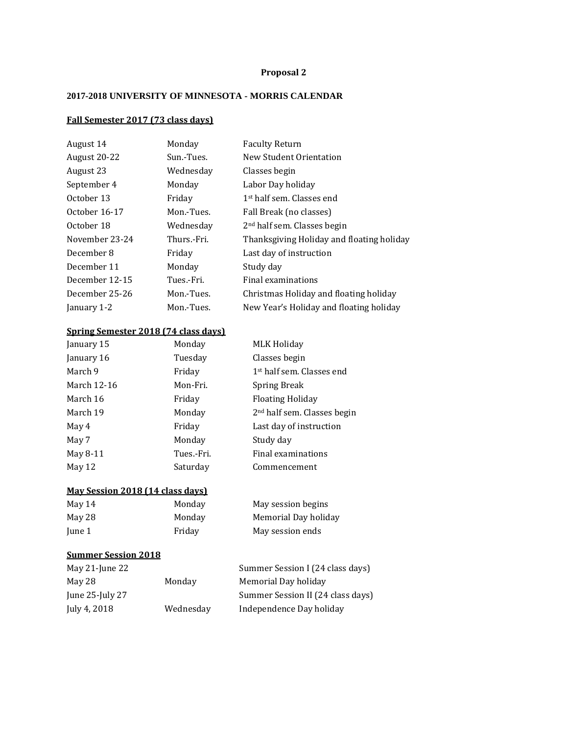**Proposal 2**

## 2017-2018 UNIVERSITY OF MINNESOTA - MORRIS CALENDAR

### Fall Semester 2017 (73 class days)

| | | |
|---|---|---|
| August 14 | Monday | Faculty Return |
| August 20-22 | Sun.-Tues. | New Student Orientation |
| August 23 | Wednesday | Classes begin |
| September 4 | Monday | Labor Day holiday |
| October 13 | Friday | 1st half sem. Classes end |
| October 16-17 | Mon.-Tues. | Fall Break (no classes) |
| October 18 | Wednesday | 2nd half sem. Classes begin |
| November 23-24 | Thurs.-Fri. | Thanksgiving Holiday and floating holiday |
| December 8 | Friday | Last day of instruction |
| December 11 | Monday | Study day |
| December 12-15 | Tues.-Fri. | Final examinations |
| December 25-26 | Mon.-Tues. | Christmas Holiday and floating holiday |
| January 1-2 | Mon.-Tues. | New Year's Holiday and floating holiday |

### Spring Semester 2018 (74 class days)

| | | |
|---|---|---|
| January 15 | Monday | MLK Holiday |
| January 16 | Tuesday | Classes begin |
| March 9 | Friday | 1st half sem. Classes end |
| March 12-16 | Mon-Fri. | Spring Break |
| March 16 | Friday | Floating Holiday |
| March 19 | Monday | 2nd half sem. Classes begin |
| May 4 | Friday | Last day of instruction |
| May 7 | Monday | Study day |
| May 8-11 | Tues.-Fri. | Final examinations |
| May 12 | Saturday | Commencement |

### May Session 2018 (14 class days)

| | | |
|---|---|---|
| May 14 | Monday | May session begins |
| May 28 | Monday | Memorial Day holiday |
| June 1 | Friday | May session ends |

### Summer Session 2018

| | | |
|---|---|---|
| May 21-June 22 | | Summer Session I (24 class days) |
| May 28 | Monday | Memorial Day holiday |
| June 25-July 27 | | Summer Session II (24 class days) |
| July 4, 2018 | Wednesday | Independence Day holiday |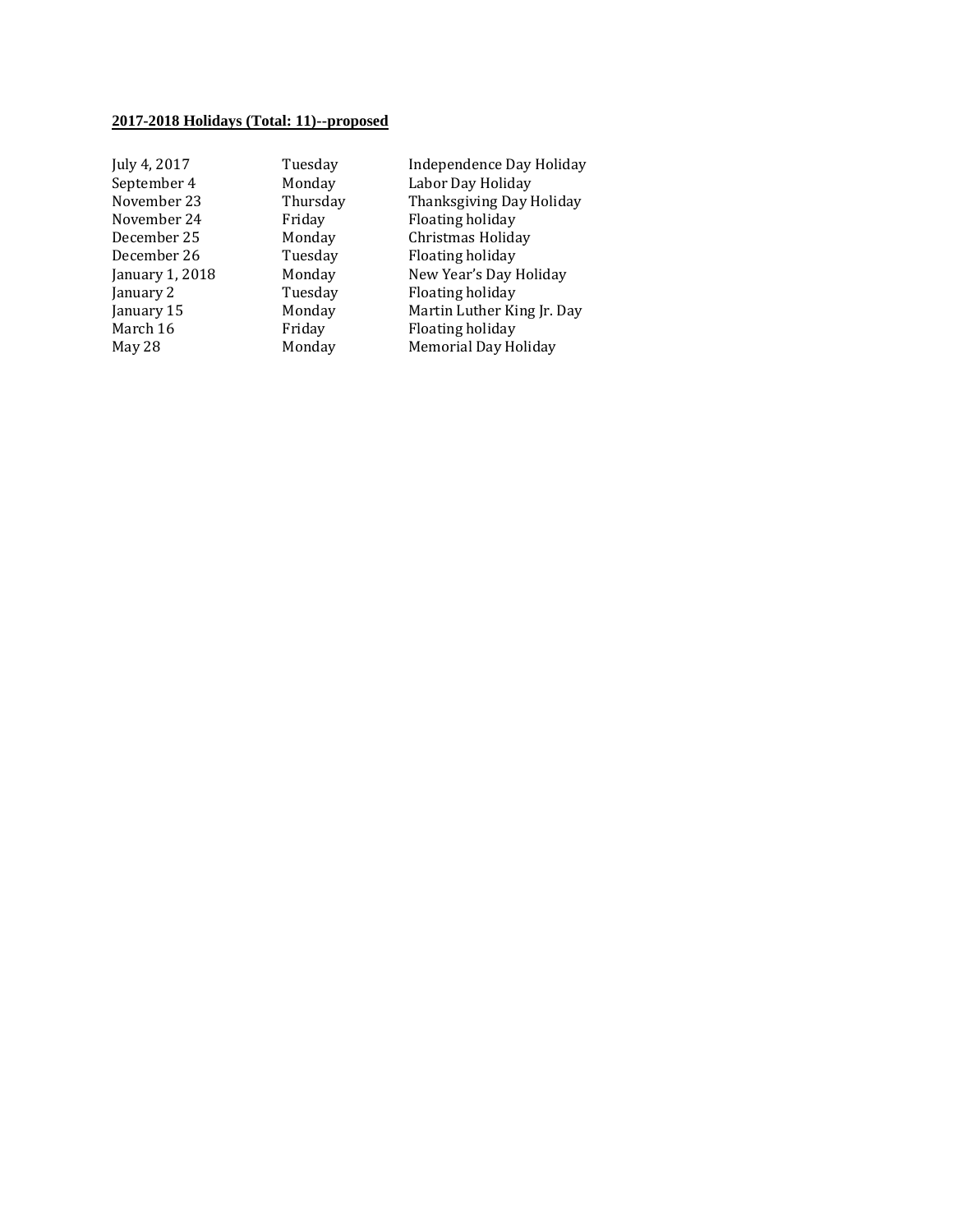**2017-2018 Holidays (Total: 11)--proposed**

| | | |
|---|---|---|
| July 4, 2017 | Tuesday | Independence Day Holiday |
| September 4 | Monday | Labor Day Holiday |
| November 23 | Thursday | Thanksgiving Day Holiday |
| November 24 | Friday | Floating holiday |
| December 25 | Monday | Christmas Holiday |
| December 26 | Tuesday | Floating holiday |
| January 1, 2018 | Monday | New Year's Day Holiday |
| January 2 | Tuesday | Floating holiday |
| January 15 | Monday | Martin Luther King Jr. Day |
| March 16 | Friday | Floating holiday |
| May 28 | Monday | Memorial Day Holiday |